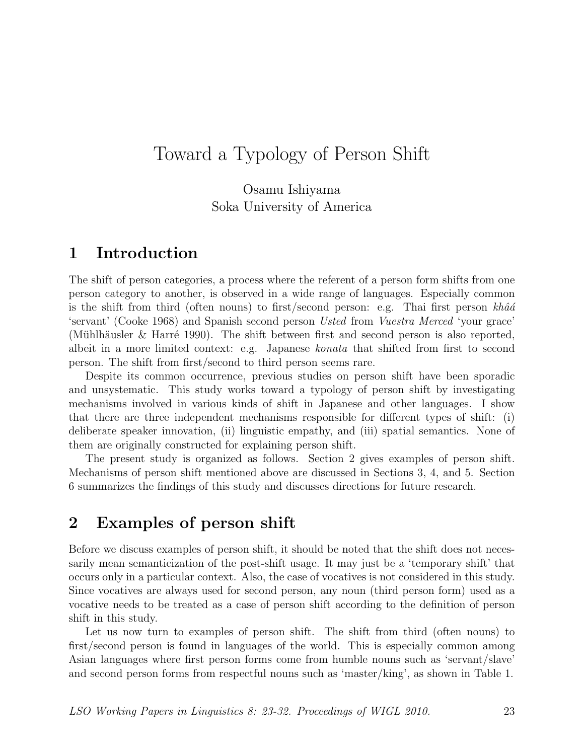# Toward a Typology of Person Shift

Osamu Ishiyama
Soka University of America

## 1 Introduction

The shift of person categories, a process where the referent of a person form shifts from one person category to another, is observed in a wide range of languages. Especially common is the shift from third (often nouns) to first/second person: e.g. Thai first person *khâá* 'servant' (Cooke 1968) and Spanish second person *Usted* from *Vuestra Merced* 'your grace' (Mühlhäusler & Harré 1990). The shift between first and second person is also reported, albeit in a more limited context: e.g. Japanese *konata* that shifted from first to second person. The shift from first/second to third person seems rare.

Despite its common occurrence, previous studies on person shift have been sporadic and unsystematic. This study works toward a typology of person shift by investigating mechanisms involved in various kinds of shift in Japanese and other languages. I show that there are three independent mechanisms responsible for different types of shift: (i) deliberate speaker innovation, (ii) linguistic empathy, and (iii) spatial semantics. None of them are originally constructed for explaining person shift.

The present study is organized as follows. Section 2 gives examples of person shift. Mechanisms of person shift mentioned above are discussed in Sections 3, 4, and 5. Section 6 summarizes the findings of this study and discusses directions for future research.

## 2 Examples of person shift

Before we discuss examples of person shift, it should be noted that the shift does not necessarily mean semanticization of the post-shift usage. It may just be a 'temporary shift' that occurs only in a particular context. Also, the case of vocatives is not considered in this study. Since vocatives are always used for second person, any noun (third person form) used as a vocative needs to be treated as a case of person shift according to the definition of person shift in this study.

Let us now turn to examples of person shift. The shift from third (often nouns) to first/second person is found in languages of the world. This is especially common among Asian languages where first person forms come from humble nouns such as 'servant/slave' and second person forms from respectful nouns such as 'master/king', as shown in Table 1.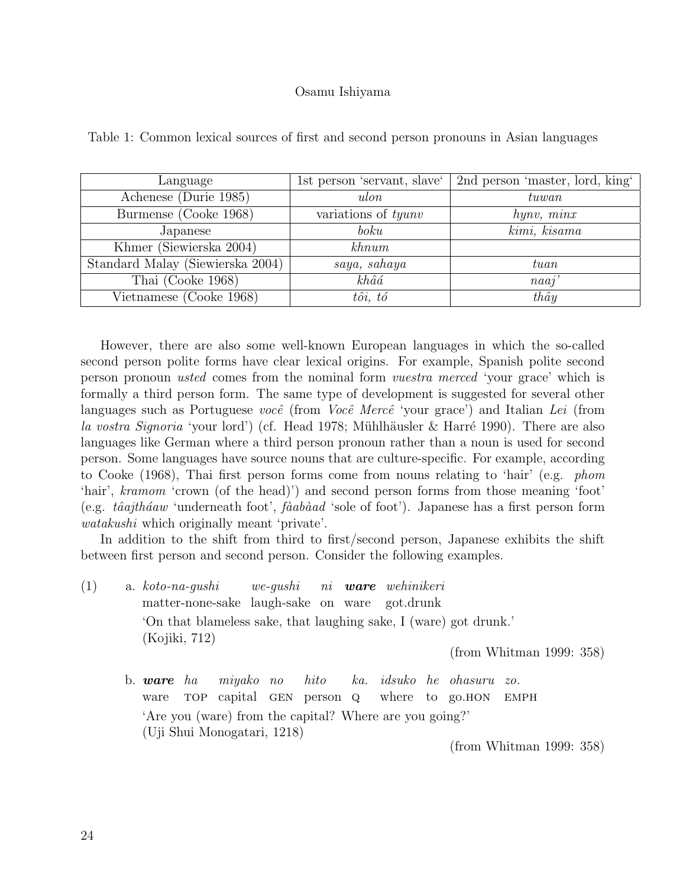Table 1: Common lexical sources of first and second person pronouns in Asian languages

| Language | 1st person 'servant, slave' | 2nd person 'master, lord, king' |
|---|---|---|
| Achenese (Durie 1985) | *ulon* | *tuwan* |
| Burmense (Cooke 1968) | variations of *tyunv* | *hynv, minx* |
| Japanese | *boku* | *kimi, kisama* |
| Khmer (Siewierska 2004) | *khnum* | |
| Standard Malay (Siewierska 2004) | *saya, sahaya* | *tuan* |
| Thai (Cooke 1968) | *khâá* | *naaj'* |
| Vietnamese (Cooke 1968) | *tôi, tó* | *thây* |

However, there are also some well-known European languages in which the so-called second person polite forms have clear lexical origins. For example, Spanish polite second person pronoun *usted* comes from the nominal form *vuestra merced* 'your grace' which is formally a third person form. The same type of development is suggested for several other languages such as Portuguese *você* (from *Você Mercê* 'your grace') and Italian *Lei* (from *la vostra Signoria* 'your lord') (cf. Head 1978; Mühlhäusler & Harré 1990). There are also languages like German where a third person pronoun rather than a noun is used for second person. Some languages have source nouns that are culture-specific. For example, according to Cooke (1968), Thai first person forms come from nouns relating to 'hair' (e.g. *phom* 'hair', *kramom* 'crown (of the head)') and second person forms from those meaning 'foot' (e.g. *tâajtháaw* 'underneath foot', *fàabàad* 'sole of foot'). Japanese has a first person form *watakushi* which originally meant 'private'.

In addition to the shift from third to first/second person, Japanese exhibits the shift between first person and second person. Consider the following examples.

(1) a. *koto-na-gushi we-gushi ni* ***ware*** *wehinikeri*
matter-none-sake laugh-sake on ware got.drunk
'On that blameless sake, that laughing sake, I (ware) got drunk.'
(Kojiki, 712)
(from Whitman 1999: 358)

b. ***ware*** *ha miyako no hito ka. idsuko he ohasuru zo.*
ware TOP capital GEN person Q where to go.HON EMPH
'Are you (ware) from the capital? Where are you going?'
(Uji Shui Monogatari, 1218)
(from Whitman 1999: 358)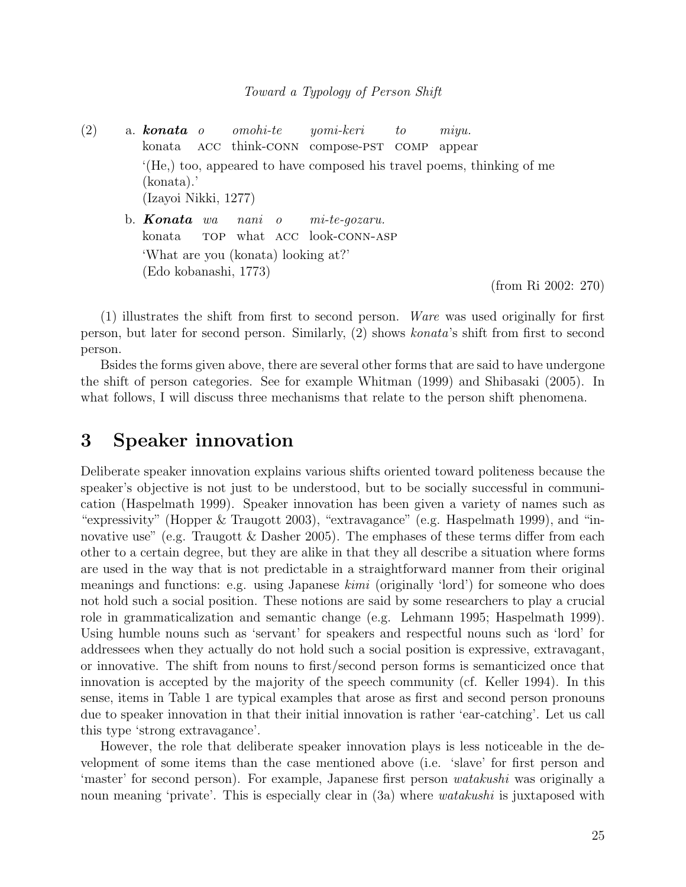(2) a. ***konata*** *o* *omohi-te* *yomi-keri* *to* *miyu.*
   konata ACC think-CONN compose-PST COMP appear
   '(He,) too, appeared to have composed his travel poems, thinking of me (konata).'
   (Izayoi Nikki, 1277)

  b. ***Konata*** *wa* *nani* *o* *mi-te-gozaru.*
   konata TOP what ACC look-CONN-ASP
   'What are you (konata) looking at?'
   (Edo kobanashi, 1773)

(from Ri 2002: 270)

(1) illustrates the shift from first to second person. *Ware* was used originally for first person, but later for second person. Similarly, (2) shows *konata*'s shift from first to second person.

Bsides the forms given above, there are several other forms that are said to have undergone the shift of person categories. See for example Whitman (1999) and Shibasaki (2005). In what follows, I will discuss three mechanisms that relate to the person shift phenomena.

# 3 Speaker innovation

Deliberate speaker innovation explains various shifts oriented toward politeness because the speaker's objective is not just to be understood, but to be socially successful in communication (Haspelmath 1999). Speaker innovation has been given a variety of names such as "expressivity" (Hopper & Traugott 2003), "extravagance" (e.g. Haspelmath 1999), and "innovative use" (e.g. Traugott & Dasher 2005). The emphases of these terms differ from each other to a certain degree, but they are alike in that they all describe a situation where forms are used in the way that is not predictable in a straightforward manner from their original meanings and functions: e.g. using Japanese *kimi* (originally 'lord') for someone who does not hold such a social position. These notions are said by some researchers to play a crucial role in grammaticalization and semantic change (e.g. Lehmann 1995; Haspelmath 1999). Using humble nouns such as 'servant' for speakers and respectful nouns such as 'lord' for addressees when they actually do not hold such a social position is expressive, extravagant, or innovative. The shift from nouns to first/second person forms is semanticized once that innovation is accepted by the majority of the speech community (cf. Keller 1994). In this sense, items in Table 1 are typical examples that arose as first and second person pronouns due to speaker innovation in that their initial innovation is rather 'ear-catching'. Let us call this type 'strong extravagance'.

However, the role that deliberate speaker innovation plays is less noticeable in the development of some items than the case mentioned above (i.e. 'slave' for first person and 'master' for second person). For example, Japanese first person *watakushi* was originally a noun meaning 'private'. This is especially clear in (3a) where *watakushi* is juxtaposed with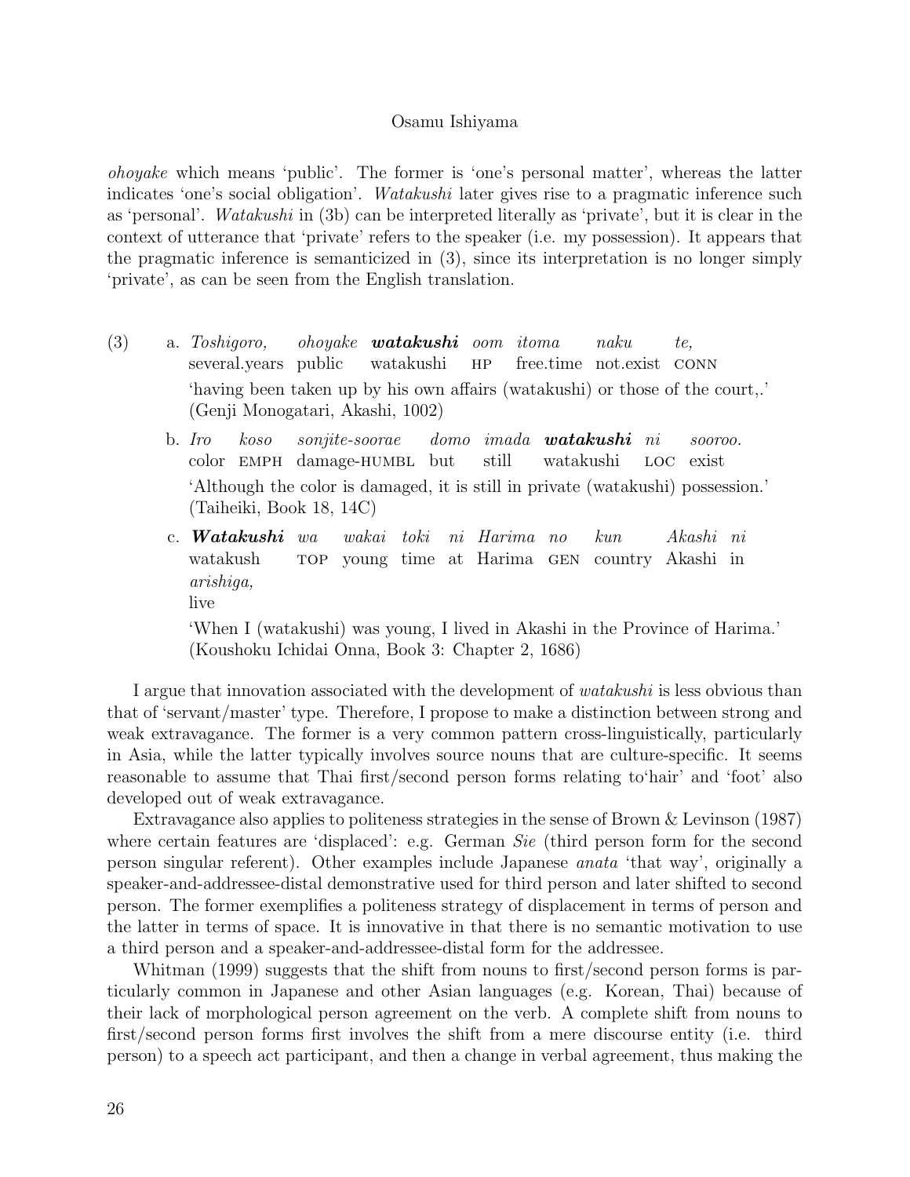*ohoyake* which means 'public'. The former is 'one's personal matter', whereas the latter indicates 'one's social obligation'. *Watakushi* later gives rise to a pragmatic inference such as 'personal'. *Watakushi* in (3b) can be interpreted literally as 'private', but it is clear in the context of utterance that 'private' refers to the speaker (i.e. my possession). It appears that the pragmatic inference is semanticized in (3), since its interpretation is no longer simply 'private', as can be seen from the English translation.

(3) a. *Toshigoro, ohoyake* ***watakushi*** *oom itoma naku te,*
several.years public watakushi HP free.time not.exist CONN
'having been taken up by his own affairs (watakushi) or those of the court,.'
(Genji Monogatari, Akashi, 1002)

b. *Iro koso sonjite-soorae domo imada* ***watakushi*** *ni sooroo.*
color EMPH damage-HUMBL but still watakushi LOC exist
'Although the color is damaged, it is still in private (watakushi) possession.'
(Taiheiki, Book 18, 14C)

c. ***Watakushi*** *wa wakai toki ni Harima no kun Akashi ni arishiga,*
watakush TOP young time at Harima GEN country Akashi in live
'When I (watakushi) was young, I lived in Akashi in the Province of Harima.'
(Koushoku Ichidai Onna, Book 3: Chapter 2, 1686)

I argue that innovation associated with the development of *watakushi* is less obvious than that of 'servant/master' type. Therefore, I propose to make a distinction between strong and weak extravagance. The former is a very common pattern cross-linguistically, particularly in Asia, while the latter typically involves source nouns that are culture-specific. It seems reasonable to assume that Thai first/second person forms relating to'hair' and 'foot' also developed out of weak extravagance.

Extravagance also applies to politeness strategies in the sense of Brown & Levinson (1987) where certain features are 'displaced': e.g. German *Sie* (third person form for the second person singular referent). Other examples include Japanese *anata* 'that way', originally a speaker-and-addressee-distal demonstrative used for third person and later shifted to second person. The former exemplifies a politeness strategy of displacement in terms of person and the latter in terms of space. It is innovative in that there is no semantic motivation to use a third person and a speaker-and-addressee-distal form for the addressee.

Whitman (1999) suggests that the shift from nouns to first/second person forms is particularly common in Japanese and other Asian languages (e.g. Korean, Thai) because of their lack of morphological person agreement on the verb. A complete shift from nouns to first/second person forms first involves the shift from a mere discourse entity (i.e. third person) to a speech act participant, and then a change in verbal agreement, thus making the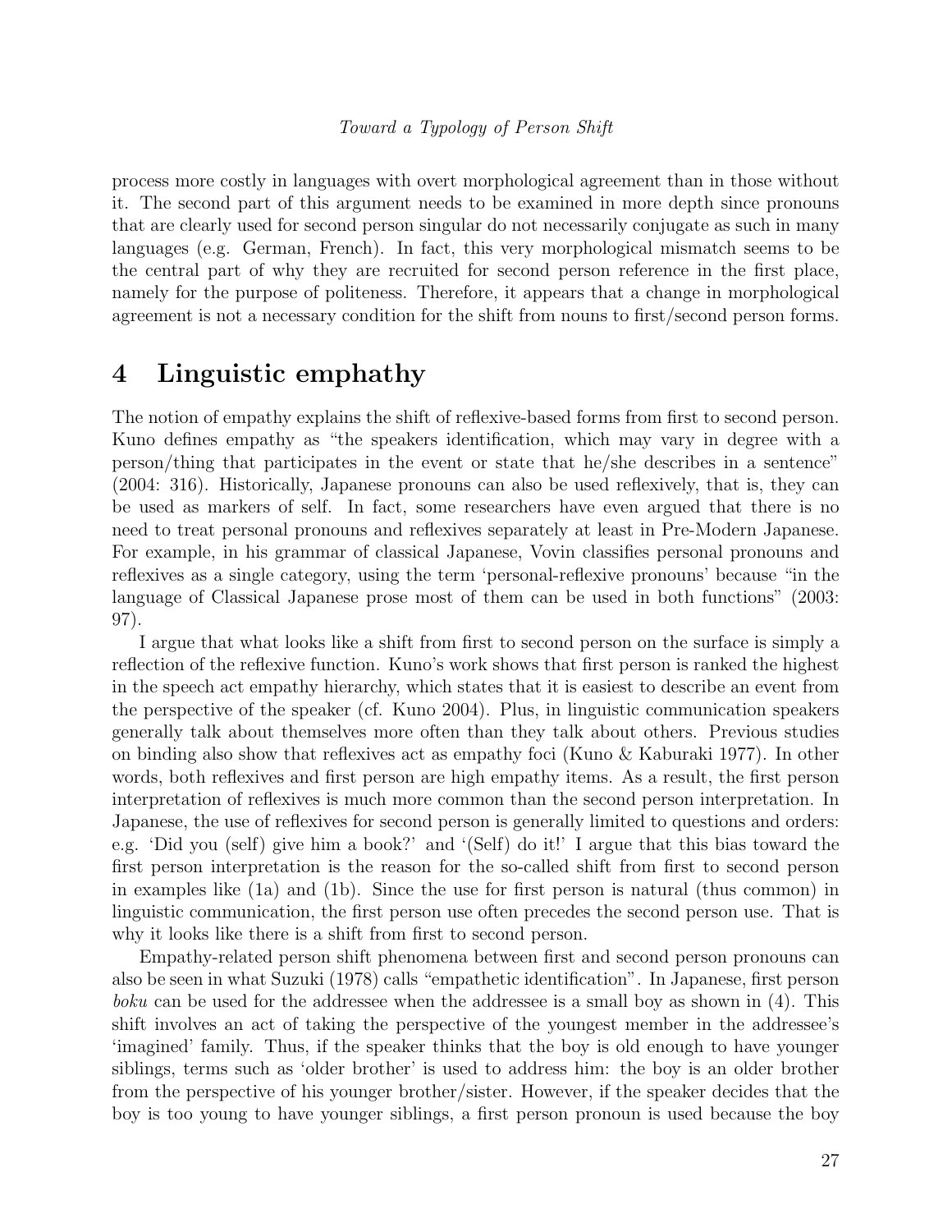process more costly in languages with overt morphological agreement than in those without it. The second part of this argument needs to be examined in more depth since pronouns that are clearly used for second person singular do not necessarily conjugate as such in many languages (e.g. German, French). In fact, this very morphological mismatch seems to be the central part of why they are recruited for second person reference in the first place, namely for the purpose of politeness. Therefore, it appears that a change in morphological agreement is not a necessary condition for the shift from nouns to first/second person forms.

# 4 Linguistic emphathy

The notion of empathy explains the shift of reflexive-based forms from first to second person. Kuno defines empathy as "the speakers identification, which may vary in degree with a person/thing that participates in the event or state that he/she describes in a sentence" (2004: 316). Historically, Japanese pronouns can also be used reflexively, that is, they can be used as markers of self. In fact, some researchers have even argued that there is no need to treat personal pronouns and reflexives separately at least in Pre-Modern Japanese. For example, in his grammar of classical Japanese, Vovin classifies personal pronouns and reflexives as a single category, using the term 'personal-reflexive pronouns' because "in the language of Classical Japanese prose most of them can be used in both functions" (2003: 97).

I argue that what looks like a shift from first to second person on the surface is simply a reflection of the reflexive function. Kuno's work shows that first person is ranked the highest in the speech act empathy hierarchy, which states that it is easiest to describe an event from the perspective of the speaker (cf. Kuno 2004). Plus, in linguistic communication speakers generally talk about themselves more often than they talk about others. Previous studies on binding also show that reflexives act as empathy foci (Kuno & Kaburaki 1977). In other words, both reflexives and first person are high empathy items. As a result, the first person interpretation of reflexives is much more common than the second person interpretation. In Japanese, the use of reflexives for second person is generally limited to questions and orders: e.g. 'Did you (self) give him a book?' and '(Self) do it!' I argue that this bias toward the first person interpretation is the reason for the so-called shift from first to second person in examples like (1a) and (1b). Since the use for first person is natural (thus common) in linguistic communication, the first person use often precedes the second person use. That is why it looks like there is a shift from first to second person.

Empathy-related person shift phenomena between first and second person pronouns can also be seen in what Suzuki (1978) calls "empathetic identification". In Japanese, first person *boku* can be used for the addressee when the addressee is a small boy as shown in (4). This shift involves an act of taking the perspective of the youngest member in the addressee's 'imagined' family. Thus, if the speaker thinks that the boy is old enough to have younger siblings, terms such as 'older brother' is used to address him: the boy is an older brother from the perspective of his younger brother/sister. However, if the speaker decides that the boy is too young to have younger siblings, a first person pronoun is used because the boy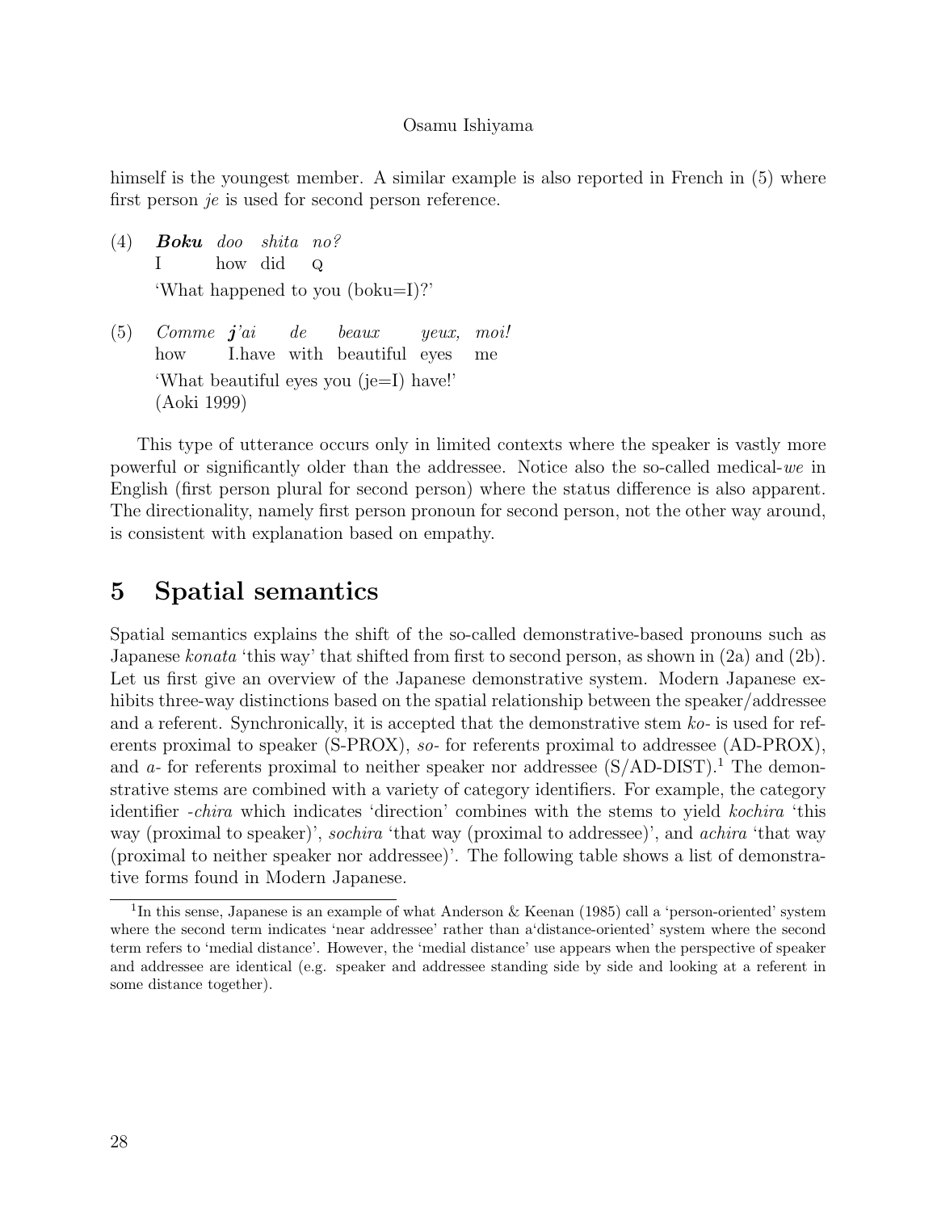himself is the youngest member. A similar example is also reported in French in (5) where first person *je* is used for second person reference.

(4) ***Boku*** *doo* *shita* *no?*
I how did Q
'What happened to you (boku=I)?'

(5) *Comme* ***j'****ai* *de* *beaux* *yeux,* *moi!*
how I.have with beautiful eyes me
'What beautiful eyes you (je=I) have!'
(Aoki 1999)

This type of utterance occurs only in limited contexts where the speaker is vastly more powerful or significantly older than the addressee. Notice also the so-called medical-*we* in English (first person plural for second person) where the status difference is also apparent. The directionality, namely first person pronoun for second person, not the other way around, is consistent with explanation based on empathy.

# 5 Spatial semantics

Spatial semantics explains the shift of the so-called demonstrative-based pronouns such as Japanese *konata* 'this way' that shifted from first to second person, as shown in (2a) and (2b). Let us first give an overview of the Japanese demonstrative system. Modern Japanese exhibits three-way distinctions based on the spatial relationship between the speaker/addressee and a referent. Synchronically, it is accepted that the demonstrative stem *ko-* is used for referents proximal to speaker (S-PROX), *so-* for referents proximal to addressee (AD-PROX), and *a-* for referents proximal to neither speaker nor addressee (S/AD-DIST).[1] The demonstrative stems are combined with a variety of category identifiers. For example, the category identifier *-chira* which indicates 'direction' combines with the stems to yield *kochira* 'this way (proximal to speaker)', *sochira* 'that way (proximal to addressee)', and *achira* 'that way (proximal to neither speaker nor addressee)'. The following table shows a list of demonstrative forms found in Modern Japanese.

[1] In this sense, Japanese is an example of what Anderson & Keenan (1985) call a 'person-oriented' system where the second term indicates 'near addressee' rather than a'distance-oriented' system where the second term refers to 'medial distance'. However, the 'medial distance' use appears when the perspective of speaker and addressee are identical (e.g. speaker and addressee standing side by side and looking at a referent in some distance together).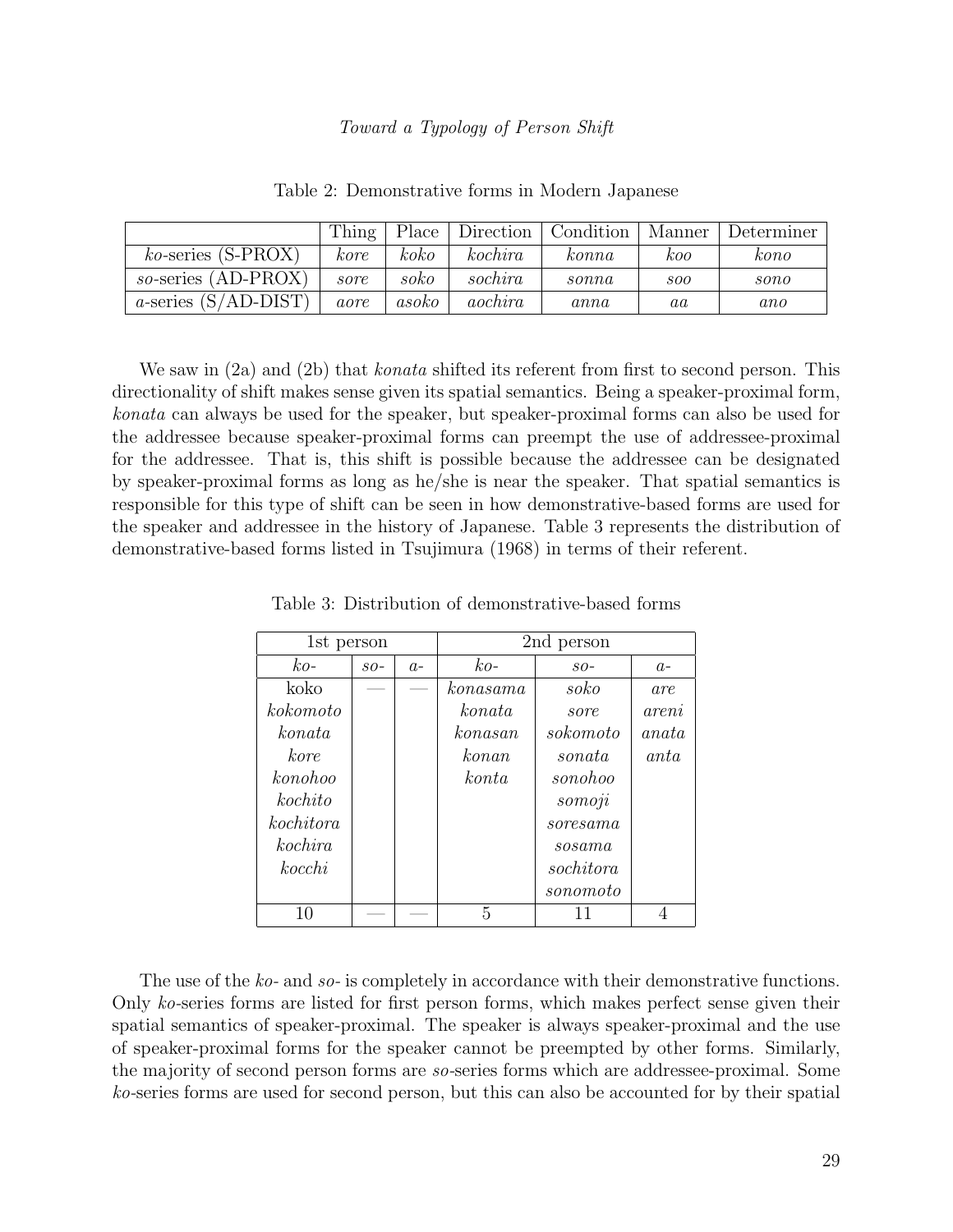Table 2: Demonstrative forms in Modern Japanese

| | Thing | Place | Direction | Condition | Manner | Determiner |
|---|---|---|---|---|---|---|
| *ko*-series (S-PROX) | *kore* | *koko* | *kochira* | *konna* | *koo* | *kono* |
| *so*-series (AD-PROX) | *sore* | *soko* | *sochira* | *sonna* | *soo* | *sono* |
| *a*-series (S/AD-DIST) | *aore* | *asoko* | *aochira* | *anna* | *aa* | *ano* |

We saw in (2a) and (2b) that *konata* shifted its referent from first to second person. This directionality of shift makes sense given its spatial semantics. Being a speaker-proximal form, *konata* can always be used for the speaker, but speaker-proximal forms can also be used for the addressee because speaker-proximal forms can preempt the use of addressee-proximal for the addressee. That is, this shift is possible because the addressee can be designated by speaker-proximal forms as long as he/she is near the speaker. That spatial semantics is responsible for this type of shift can be seen in how demonstrative-based forms are used for the speaker and addressee in the history of Japanese. Table 3 represents the distribution of demonstrative-based forms listed in Tsujimura (1968) in terms of their referent.

Table 3: Distribution of demonstrative-based forms

| 1st person | | | 2nd person | | |
|---|---|---|---|---|---|
| *ko-* | *so-* | *a-* | *ko-* | *so-* | *a-* |
| koko | — | — | *konasama* | *soko* | *are* |
| *kokomoto* | | | *konata* | *sore* | *areni* |
| *konata* | | | *konasan* | *sokomoto* | *anata* |
| *kore* | | | *konan* | *sonata* | *anta* |
| *konohoo* | | | *konta* | *sonohoo* | |
| *kochito* | | | | *somoji* | |
| *kochitora* | | | | *soresama* | |
| *kochira* | | | | *sosama* | |
| *kocchi* | | | | *sochitora* | |
| | | | | *sonomoto* | |
| 10 | — | — | 5 | 11 | 4 |

The use of the *ko-* and *so-* is completely in accordance with their demonstrative functions. Only *ko*-series forms are listed for first person forms, which makes perfect sense given their spatial semantics of speaker-proximal. The speaker is always speaker-proximal and the use of speaker-proximal forms for the speaker cannot be preempted by other forms. Similarly, the majority of second person forms are *so*-series forms which are addressee-proximal. Some *ko*-series forms are used for second person, but this can also be accounted for by their spatial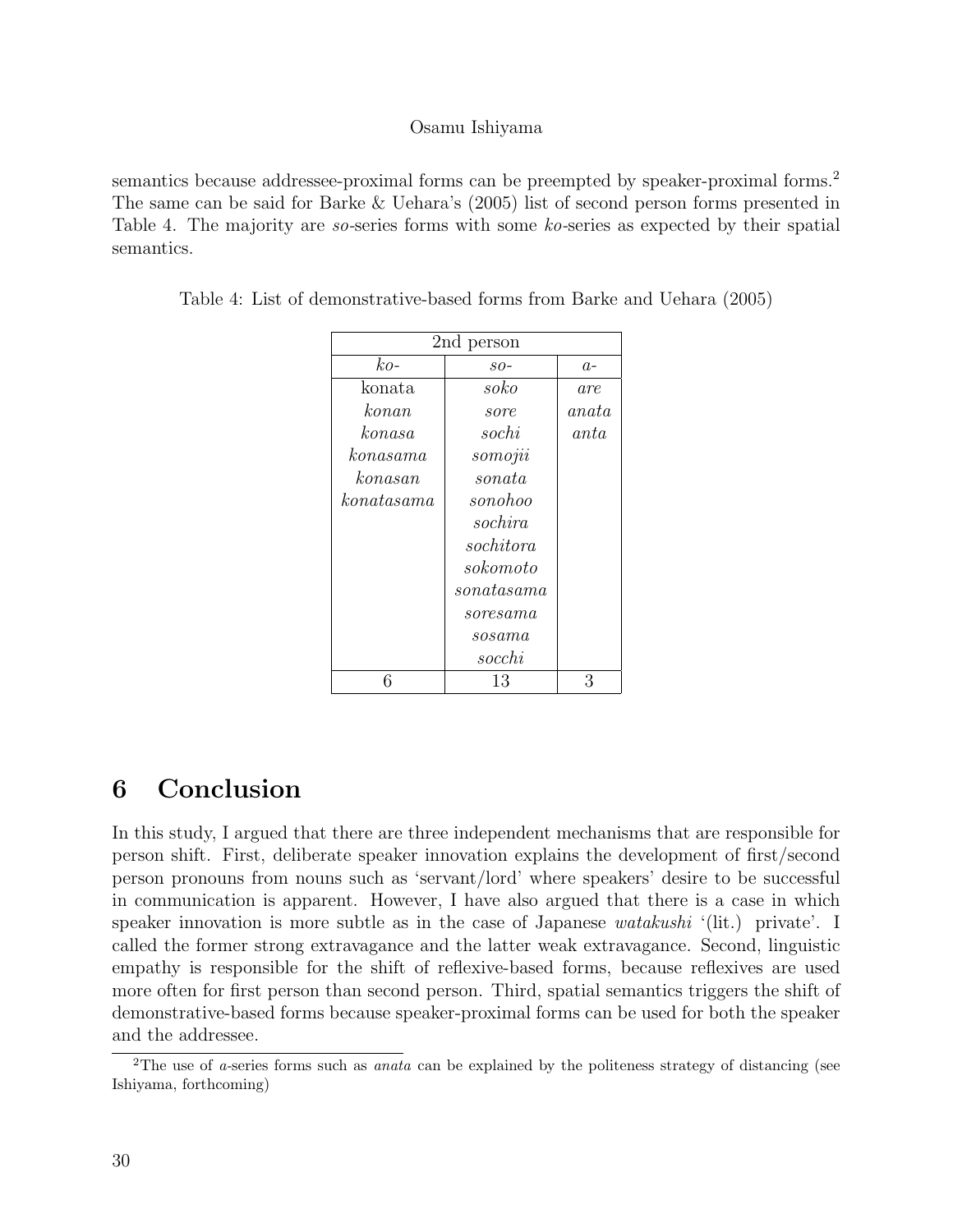semantics because addressee-proximal forms can be preempted by speaker-proximal forms.[2] The same can be said for Barke & Uehara's (2005) list of second person forms presented in Table 4. The majority are *so*-series forms with some *ko*-series as expected by their spatial semantics.

Table 4: List of demonstrative-based forms from Barke and Uehara (2005)

| 2nd person | | |
|---|---|---|
| *ko-* | *so-* | *a-* |
| konata | *soko* | *are* |
| *konan* | *sore* | *anata* |
| *konasa* | *sochi* | *anta* |
| *konasama* | *somojii* | |
| *konasan* | *sonata* | |
| *konatasama* | *sonohoo* | |
| | *sochira* | |
| | *sochitora* | |
| | *sokomoto* | |
| | *sonatasama* | |
| | *soresama* | |
| | *sosama* | |
| | *socchi* | |
| 6 | 13 | 3 |

## 6 Conclusion

In this study, I argued that there are three independent mechanisms that are responsible for person shift. First, deliberate speaker innovation explains the development of first/second person pronouns from nouns such as 'servant/lord' where speakers' desire to be successful in communication is apparent. However, I have also argued that there is a case in which speaker innovation is more subtle as in the case of Japanese *watakushi* '(lit.) private'. I called the former strong extravagance and the latter weak extravagance. Second, linguistic empathy is responsible for the shift of reflexive-based forms, because reflexives are used more often for first person than second person. Third, spatial semantics triggers the shift of demonstrative-based forms because speaker-proximal forms can be used for both the speaker and the addressee.

[2] The use of *a*-series forms such as *anata* can be explained by the politeness strategy of distancing (see Ishiyama, forthcoming)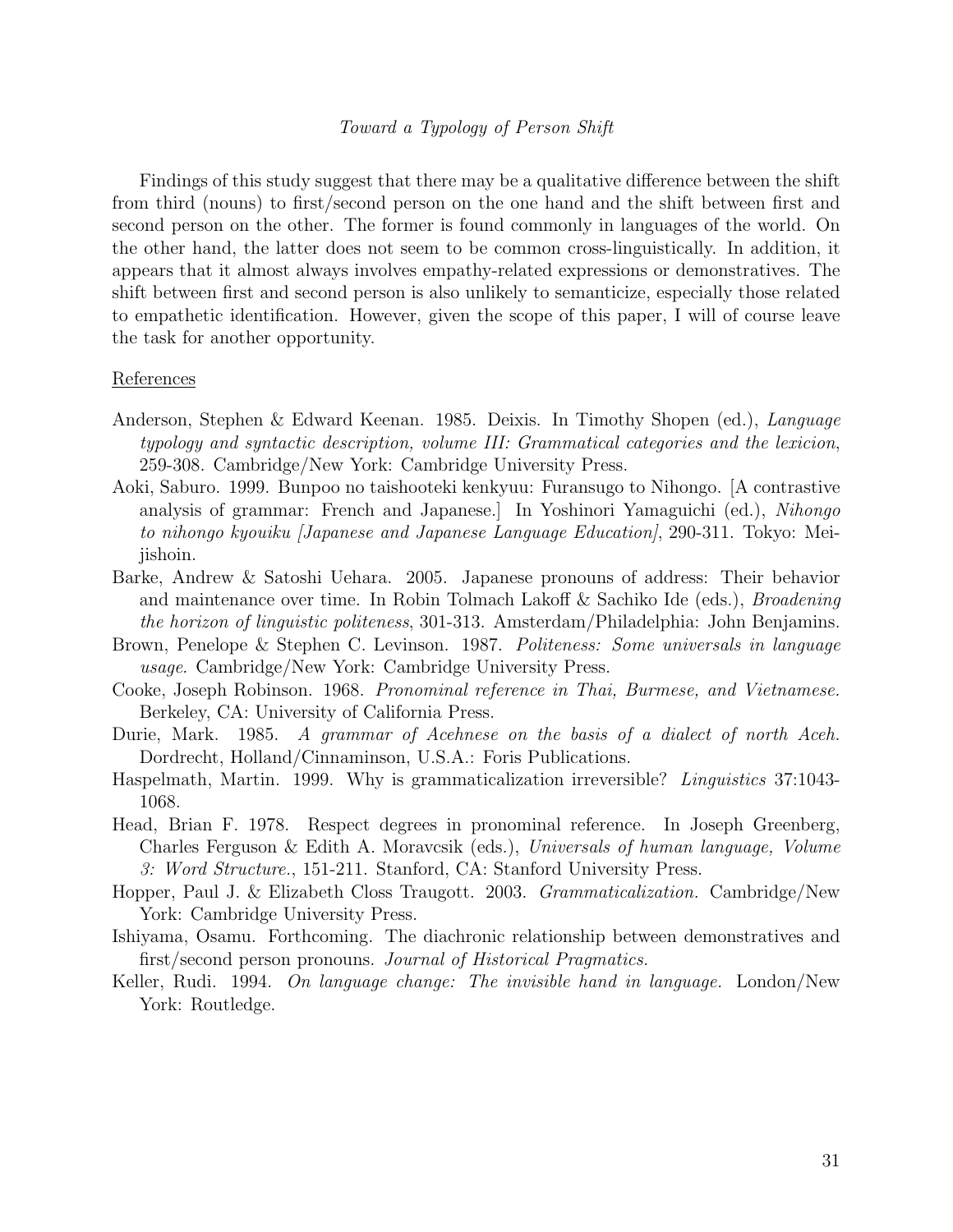Findings of this study suggest that there may be a qualitative difference between the shift from third (nouns) to first/second person on the one hand and the shift between first and second person on the other. The former is found commonly in languages of the world. On the other hand, the latter does not seem to be common cross-linguistically. In addition, it appears that it almost always involves empathy-related expressions or demonstratives. The shift between first and second person is also unlikely to semanticize, especially those related to empathetic identification. However, given the scope of this paper, I will of course leave the task for another opportunity.

## References

Anderson, Stephen & Edward Keenan. 1985. Deixis. In Timothy Shopen (ed.), *Language typology and syntactic description, volume III: Grammatical categories and the lexicion*, 259-308. Cambridge/New York: Cambridge University Press.

Aoki, Saburo. 1999. Bunpoo no taishooteki kenkyuu: Furansugo to Nihongo. [A contrastive analysis of grammar: French and Japanese.] In Yoshinori Yamaguichi (ed.), *Nihongo to nihongo kyouiku [Japanese and Japanese Language Education]*, 290-311. Tokyo: Meijishoin.

Barke, Andrew & Satoshi Uehara. 2005. Japanese pronouns of address: Their behavior and maintenance over time. In Robin Tolmach Lakoff & Sachiko Ide (eds.), *Broadening the horizon of linguistic politeness*, 301-313. Amsterdam/Philadelphia: John Benjamins.

Brown, Penelope & Stephen C. Levinson. 1987. *Politeness: Some universals in language usage*. Cambridge/New York: Cambridge University Press.

Cooke, Joseph Robinson. 1968. *Pronominal reference in Thai, Burmese, and Vietnamese.* Berkeley, CA: University of California Press.

Durie, Mark. 1985. *A grammar of Acehnese on the basis of a dialect of north Aceh.* Dordrecht, Holland/Cinnaminson, U.S.A.: Foris Publications.

Haspelmath, Martin. 1999. Why is grammaticalization irreversible? *Linguistics* 37:1043-1068.

Head, Brian F. 1978. Respect degrees in pronominal reference. In Joseph Greenberg, Charles Ferguson & Edith A. Moravcsik (eds.), *Universals of human language, Volume 3: Word Structure.*, 151-211. Stanford, CA: Stanford University Press.

Hopper, Paul J. & Elizabeth Closs Traugott. 2003. *Grammaticalization.* Cambridge/New York: Cambridge University Press.

Ishiyama, Osamu. Forthcoming. The diachronic relationship between demonstratives and first/second person pronouns. *Journal of Historical Pragmatics.*

Keller, Rudi. 1994. *On language change: The invisible hand in language.* London/New York: Routledge.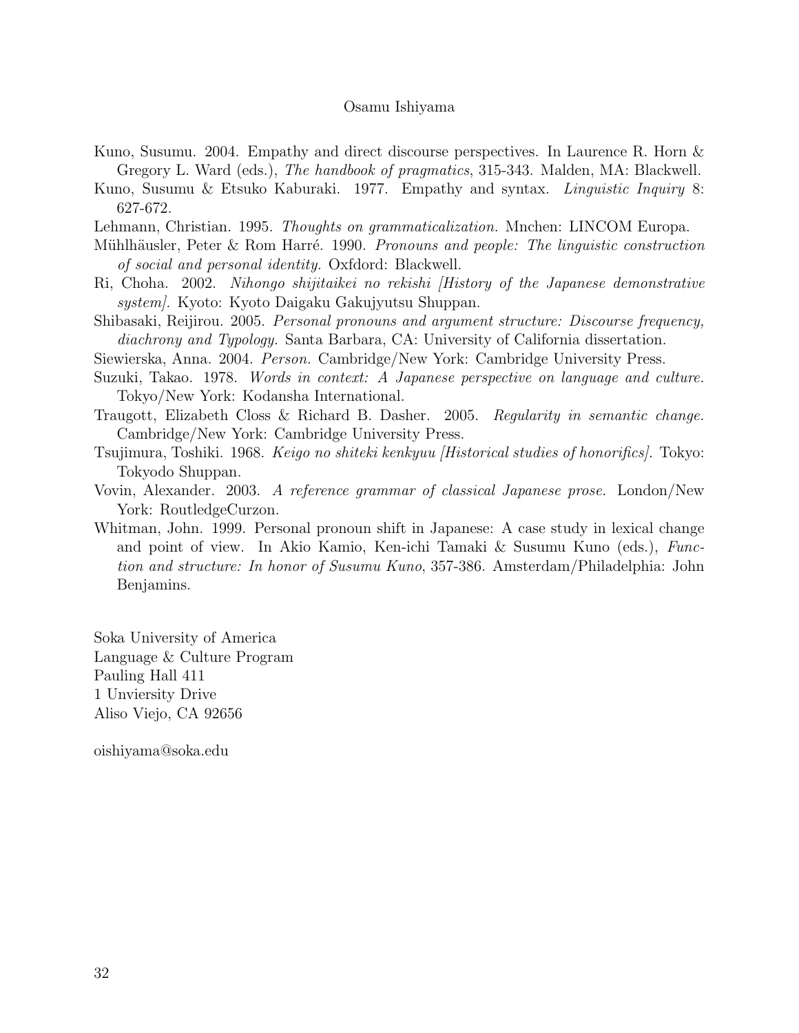Kuno, Susumu. 2004. Empathy and direct discourse perspectives. In Laurence R. Horn & Gregory L. Ward (eds.), *The handbook of pragmatics*, 315-343. Malden, MA: Blackwell.

Kuno, Susumu & Etsuko Kaburaki. 1977. Empathy and syntax. *Linguistic Inquiry* 8: 627-672.

Lehmann, Christian. 1995. *Thoughts on grammaticalization.* Mnchen: LINCOM Europa.

Mühlhäusler, Peter & Rom Harré. 1990. *Pronouns and people: The linguistic construction of social and personal identity.* Oxfdord: Blackwell.

Ri, Choha. 2002. *Nihongo shijitaikei no rekishi [History of the Japanese demonstrative system].* Kyoto: Kyoto Daigaku Gakujyutsu Shuppan.

Shibasaki, Reijirou. 2005. *Personal pronouns and argument structure: Discourse frequency, diachrony and Typology.* Santa Barbara, CA: University of California dissertation.

Siewierska, Anna. 2004. *Person.* Cambridge/New York: Cambridge University Press.

Suzuki, Takao. 1978. *Words in context: A Japanese perspective on language and culture.* Tokyo/New York: Kodansha International.

Traugott, Elizabeth Closs & Richard B. Dasher. 2005. *Regularity in semantic change.* Cambridge/New York: Cambridge University Press.

Tsujimura, Toshiki. 1968. *Keigo no shiteki kenkyuu [Historical studies of honorifics].* Tokyo: Tokyodo Shuppan.

Vovin, Alexander. 2003. *A reference grammar of classical Japanese prose.* London/New York: RoutledgeCurzon.

Whitman, John. 1999. Personal pronoun shift in Japanese: A case study in lexical change and point of view. In Akio Kamio, Ken-ichi Tamaki & Susumu Kuno (eds.), *Function and structure: In honor of Susumu Kuno*, 357-386. Amsterdam/Philadelphia: John Benjamins.

Soka University of America
Language & Culture Program
Pauling Hall 411
1 Unviersity Drive
Aliso Viejo, CA 92656

oishiyama@soka.edu